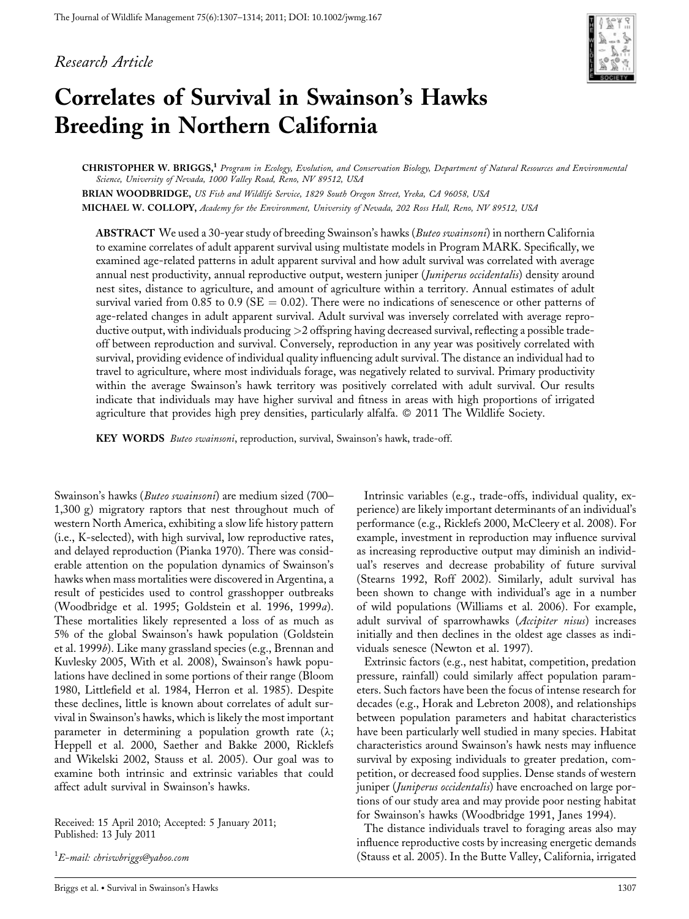*Research Article*

# Correlates of Survival in Swainson's Hawks Breeding in Northern California

**CHRISTOPHER W. BRIGGS,**[1] *Program in Ecology, Evolution, and Conservation Biology, Department of Natural Resources and Environmental Science, University of Nevada, 1000 Valley Road, Reno, NV 89512, USA*

**BRIAN WOODBRIDGE,** *US Fish and Wildlife Service, 1829 South Oregon Street, Yreka, CA 96058, USA*

**MICHAEL W. COLLOPY,** *Academy for the Environment, University of Nevada, 202 Ross Hall, Reno, NV 89512, USA*

**ABSTRACT** We used a 30-year study of breeding Swainson's hawks (*Buteo swainsoni*) in northern California to examine correlates of adult apparent survival using multistate models in Program MARK. Specifically, we examined age-related patterns in adult apparent survival and how adult survival was correlated with average annual nest productivity, annual reproductive output, western juniper (*Juniperus occidentalis*) density around nest sites, distance to agriculture, and amount of agriculture within a territory. Annual estimates of adult survival varied from 0.85 to 0.9 (SE = 0.02). There were no indications of senescence or other patterns of age-related changes in adult apparent survival. Adult survival was inversely correlated with average reproductive output, with individuals producing >2 offspring having decreased survival, reflecting a possible trade-off between reproduction and survival. Conversely, reproduction in any year was positively correlated with survival, providing evidence of individual quality influencing adult survival. The distance an individual had to travel to agriculture, where most individuals forage, was negatively related to survival. Primary productivity within the average Swainson's hawk territory was positively correlated with adult survival. Our results indicate that individuals may have higher survival and fitness in areas with high proportions of irrigated agriculture that provides high prey densities, particularly alfalfa. © 2011 The Wildlife Society.

**KEY WORDS** *Buteo swainsoni*, reproduction, survival, Swainson's hawk, trade-off.

Swainson's hawks (*Buteo swainsoni*) are medium sized (700–1,300 g) migratory raptors that nest throughout much of western North America, exhibiting a slow life history pattern (i.e., K-selected), with high survival, low reproductive rates, and delayed reproduction (Pianka 1970). There was considerable attention on the population dynamics of Swainson's hawks when mass mortalities were discovered in Argentina, a result of pesticides used to control grasshopper outbreaks (Woodbridge et al. 1995; Goldstein et al. 1996, 1999*a*). These mortalities likely represented a loss of as much as 5% of the global Swainson's hawk population (Goldstein et al. 1999*b*). Like many grassland species (e.g., Brennan and Kuvlesky 2005, With et al. 2008), Swainson's hawk populations have declined in some portions of their range (Bloom 1980, Littlefield et al. 1984, Herron et al. 1985). Despite these declines, little is known about correlates of adult survival in Swainson's hawks, which is likely the most important parameter in determining a population growth rate (λ; Heppell et al. 2000, Saether and Bakke 2000, Ricklefs and Wikelski 2002, Stauss et al. 2005). Our goal was to examine both intrinsic and extrinsic variables that could affect adult survival in Swainson's hawks.

Intrinsic variables (e.g., trade-offs, individual quality, experience) are likely important determinants of an individual's performance (e.g., Ricklefs 2000, McCleery et al. 2008). For example, investment in reproduction may influence survival as increasing reproductive output may diminish an individual's reserves and decrease probability of future survival (Stearns 1992, Roff 2002). Similarly, adult survival has been shown to change with individual's age in a number of wild populations (Williams et al. 2006). For example, adult survival of sparrowhawks (*Accipiter nisus*) increases initially and then declines in the oldest age classes as individuals senesce (Newton et al. 1997).

Extrinsic factors (e.g., nest habitat, competition, predation pressure, rainfall) could similarly affect population parameters. Such factors have been the focus of intense research for decades (e.g., Horak and Lebreton 2008), and relationships between population parameters and habitat characteristics have been particularly well studied in many species. Habitat characteristics around Swainson's hawk nests may influence survival by exposing individuals to greater predation, competition, or decreased food supplies. Dense stands of western juniper (*Juniperus occidentalis*) have encroached on large portions of our study area and may provide poor nesting habitat for Swainson's hawks (Woodbridge 1991, Janes 1994).

The distance individuals travel to foraging areas also may influence reproductive costs by increasing energetic demands (Stauss et al. 2005). In the Butte Valley, California, irrigated

Received: 15 April 2010; Accepted: 5 January 2011; Published: 13 July 2011

[1]*E-mail: chriswbriggs@yahoo.com*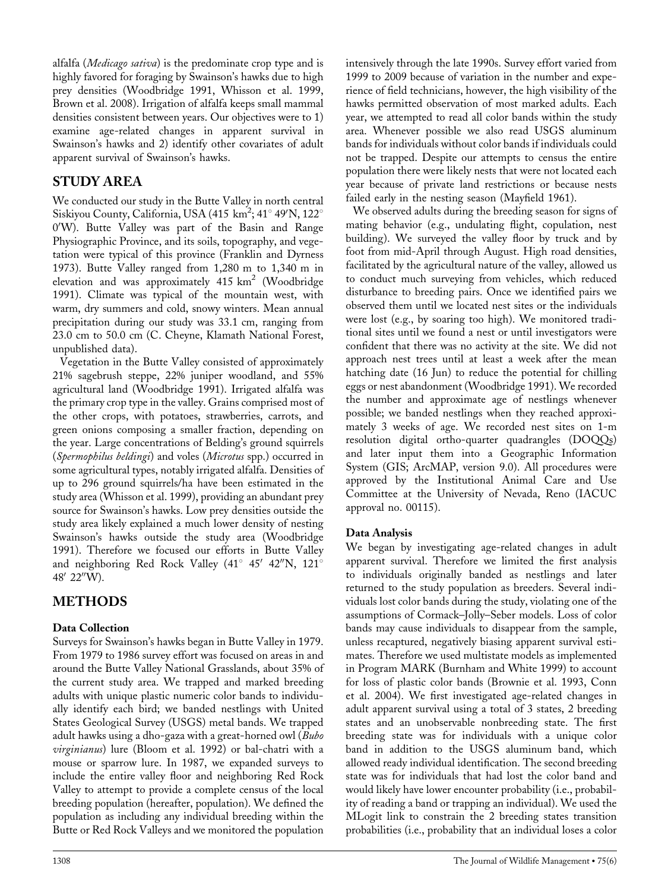alfalfa (*Medicago sativa*) is the predominate crop type and is highly favored for foraging by Swainson's hawks due to high prey densities (Woodbridge 1991, Whisson et al. 1999, Brown et al. 2008). Irrigation of alfalfa keeps small mammal densities consistent between years. Our objectives were to 1) examine age-related changes in apparent survival in Swainson's hawks and 2) identify other covariates of adult apparent survival of Swainson's hawks.

## STUDY AREA

We conducted our study in the Butte Valley in north central Siskiyou County, California, USA (415 km$^2$; 41° 49′N, 122° 0′W). Butte Valley was part of the Basin and Range Physiographic Province, and its soils, topography, and vegetation were typical of this province (Franklin and Dyrness 1973). Butte Valley ranged from 1,280 m to 1,340 m in elevation and was approximately 415 km$^2$ (Woodbridge 1991). Climate was typical of the mountain west, with warm, dry summers and cold, snowy winters. Mean annual precipitation during our study was 33.1 cm, ranging from 23.0 cm to 50.0 cm (C. Cheyne, Klamath National Forest, unpublished data).

Vegetation in the Butte Valley consisted of approximately 21% sagebrush steppe, 22% juniper woodland, and 55% agricultural land (Woodbridge 1991). Irrigated alfalfa was the primary crop type in the valley. Grains comprised most of the other crops, with potatoes, strawberries, carrots, and green onions composing a smaller fraction, depending on the year. Large concentrations of Belding's ground squirrels (*Spermophilus beldingi*) and voles (*Microtus* spp.) occurred in some agricultural types, notably irrigated alfalfa. Densities of up to 296 ground squirrels/ha have been estimated in the study area (Whisson et al. 1999), providing an abundant prey source for Swainson's hawks. Low prey densities outside the study area likely explained a much lower density of nesting Swainson's hawks outside the study area (Woodbridge 1991). Therefore we focused our efforts in Butte Valley and neighboring Red Rock Valley (41° 45′ 42″N, 121° 48′ 22″W).

## METHODS

### Data Collection

Surveys for Swainson's hawks began in Butte Valley in 1979. From 1979 to 1986 survey effort was focused on areas in and around the Butte Valley National Grasslands, about 35% of the current study area. We trapped and marked breeding adults with unique plastic numeric color bands to individually identify each bird; we banded nestlings with United States Geological Survey (USGS) metal bands. We trapped adult hawks using a dho-gaza with a great-horned owl (*Bubo virginianus*) lure (Bloom et al. 1992) or bal-chatri with a mouse or sparrow lure. In 1987, we expanded surveys to include the entire valley floor and neighboring Red Rock Valley to attempt to provide a complete census of the local breeding population (hereafter, population). We defined the population as including any individual breeding within the Butte or Red Rock Valleys and we monitored the population intensively through the late 1990s. Survey effort varied from 1999 to 2009 because of variation in the number and experience of field technicians, however, the high visibility of the hawks permitted observation of most marked adults. Each year, we attempted to read all color bands within the study area. Whenever possible we also read USGS aluminum bands for individuals without color bands if individuals could not be trapped. Despite our attempts to census the entire population there were likely nests that were not located each year because of private land restrictions or because nests failed early in the nesting season (Mayfield 1961).

We observed adults during the breeding season for signs of mating behavior (e.g., undulating flight, copulation, nest building). We surveyed the valley floor by truck and by foot from mid-April through August. High road densities, facilitated by the agricultural nature of the valley, allowed us to conduct much surveying from vehicles, which reduced disturbance to breeding pairs. Once we identified pairs we observed them until we located nest sites or the individuals were lost (e.g., by soaring too high). We monitored traditional sites until we found a nest or until investigators were confident that there was no activity at the site. We did not approach nest trees until at least a week after the mean hatching date (16 Jun) to reduce the potential for chilling eggs or nest abandonment (Woodbridge 1991). We recorded the number and approximate age of nestlings whenever possible; we banded nestlings when they reached approximately 3 weeks of age. We recorded nest sites on 1-m resolution digital ortho-quarter quadrangles (DOQQs) and later input them into a Geographic Information System (GIS; ArcMAP, version 9.0). All procedures were approved by the Institutional Animal Care and Use Committee at the University of Nevada, Reno (IACUC approval no. 00115).

### Data Analysis

We began by investigating age-related changes in adult apparent survival. Therefore we limited the first analysis to individuals originally banded as nestlings and later returned to the study population as breeders. Several individuals lost color bands during the study, violating one of the assumptions of Cormack–Jolly–Seber models. Loss of color bands may cause individuals to disappear from the sample, unless recaptured, negatively biasing apparent survival estimates. Therefore we used multistate models as implemented in Program MARK (Burnham and White 1999) to account for loss of plastic color bands (Brownie et al. 1993, Conn et al. 2004). We first investigated age-related changes in adult apparent survival using a total of 3 states, 2 breeding states and an unobservable nonbreeding state. The first breeding state was for individuals with a unique color band in addition to the USGS aluminum band, which allowed ready individual identification. The second breeding state was for individuals that had lost the color band and would likely have lower encounter probability (i.e., probability of reading a band or trapping an individual). We used the MLogit link to constrain the 2 breeding states transition probabilities (i.e., probability that an individual loses a color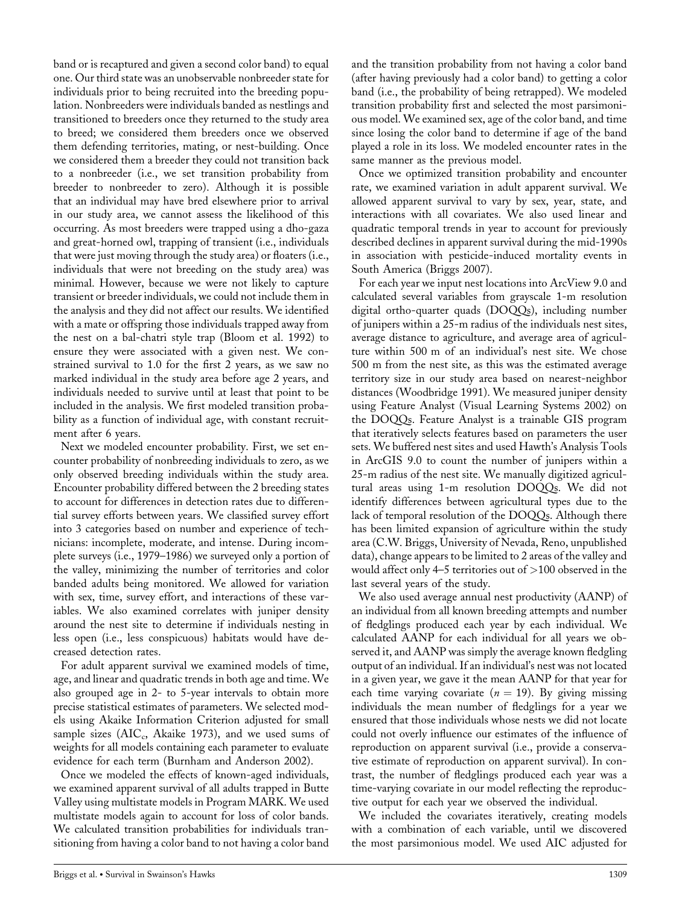band or is recaptured and given a second color band) to equal one. Our third state was an unobservable nonbreeder state for individuals prior to being recruited into the breeding population. Nonbreeders were individuals banded as nestlings and transitioned to breeders once they returned to the study area to breed; we considered them breeders once we observed them defending territories, mating, or nest-building. Once we considered them a breeder they could not transition back to a nonbreeder (i.e., we set transition probability from breeder to nonbreeder to zero). Although it is possible that an individual may have bred elsewhere prior to arrival in our study area, we cannot assess the likelihood of this occurring. As most breeders were trapped using a dho-gaza and great-horned owl, trapping of transient (i.e., individuals that were just moving through the study area) or floaters (i.e., individuals that were not breeding on the study area) was minimal. However, because we were not likely to capture transient or breeder individuals, we could not include them in the analysis and they did not affect our results. We identified with a mate or offspring those individuals trapped away from the nest on a bal-chatri style trap (Bloom et al. 1992) to ensure they were associated with a given nest. We constrained survival to 1.0 for the first 2 years, as we saw no marked individual in the study area before age 2 years, and individuals needed to survive until at least that point to be included in the analysis. We first modeled transition probability as a function of individual age, with constant recruitment after 6 years.

Next we modeled encounter probability. First, we set encounter probability of nonbreeding individuals to zero, as we only observed breeding individuals within the study area. Encounter probability differed between the 2 breeding states to account for differences in detection rates due to differential survey efforts between years. We classified survey effort into 3 categories based on number and experience of technicians: incomplete, moderate, and intense. During incomplete surveys (i.e., 1979–1986) we surveyed only a portion of the valley, minimizing the number of territories and color banded adults being monitored. We allowed for variation with sex, time, survey effort, and interactions of these variables. We also examined correlates with juniper density around the nest site to determine if individuals nesting in less open (i.e., less conspicuous) habitats would have decreased detection rates.

For adult apparent survival we examined models of time, age, and linear and quadratic trends in both age and time. We also grouped age in 2- to 5-year intervals to obtain more precise statistical estimates of parameters. We selected models using Akaike Information Criterion adjusted for small sample sizes ($AIC_c$, Akaike 1973), and we used sums of weights for all models containing each parameter to evaluate evidence for each term (Burnham and Anderson 2002).

Once we modeled the effects of known-aged individuals, we examined apparent survival of all adults trapped in Butte Valley using multistate models in Program MARK. We used multistate models again to account for loss of color bands. We calculated transition probabilities for individuals transitioning from having a color band to not having a color band and the transition probability from not having a color band (after having previously had a color band) to getting a color band (i.e., the probability of being retrapped). We modeled transition probability first and selected the most parsimonious model. We examined sex, age of the color band, and time since losing the color band to determine if age of the band played a role in its loss. We modeled encounter rates in the same manner as the previous model.

Once we optimized transition probability and encounter rate, we examined variation in adult apparent survival. We allowed apparent survival to vary by sex, year, state, and interactions with all covariates. We also used linear and quadratic temporal trends in year to account for previously described declines in apparent survival during the mid-1990s in association with pesticide-induced mortality events in South America (Briggs 2007).

For each year we input nest locations into ArcView 9.0 and calculated several variables from grayscale 1-m resolution digital ortho-quarter quads (DOQQs), including number of junipers within a 25-m radius of the individuals nest sites, average distance to agriculture, and average area of agriculture within 500 m of an individual's nest site. We chose 500 m from the nest site, as this was the estimated average territory size in our study area based on nearest-neighbor distances (Woodbridge 1991). We measured juniper density using Feature Analyst (Visual Learning Systems 2002) on the DOQQs. Feature Analyst is a trainable GIS program that iteratively selects features based on parameters the user sets. We buffered nest sites and used Hawth's Analysis Tools in ArcGIS 9.0 to count the number of junipers within a 25-m radius of the nest site. We manually digitized agricultural areas using 1-m resolution DOQQs. We did not identify differences between agricultural types due to the lack of temporal resolution of the DOQQs. Although there has been limited expansion of agriculture within the study area (C.W. Briggs, University of Nevada, Reno, unpublished data), change appears to be limited to 2 areas of the valley and would affect only 4–5 territories out of >100 observed in the last several years of the study.

We also used average annual nest productivity (AANP) of an individual from all known breeding attempts and number of fledglings produced each year by each individual. We calculated AANP for each individual for all years we observed it, and AANP was simply the average known fledgling output of an individual. If an individual's nest was not located in a given year, we gave it the mean AANP for that year for each time varying covariate ($n = 19$). By giving missing individuals the mean number of fledglings for a year we ensured that those individuals whose nests we did not locate could not overly influence our estimates of the influence of reproduction on apparent survival (i.e., provide a conservative estimate of reproduction on apparent survival). In contrast, the number of fledglings produced each year was a time-varying covariate in our model reflecting the reproductive output for each year we observed the individual.

We included the covariates iteratively, creating models with a combination of each variable, until we discovered the most parsimonious model. We used AIC adjusted for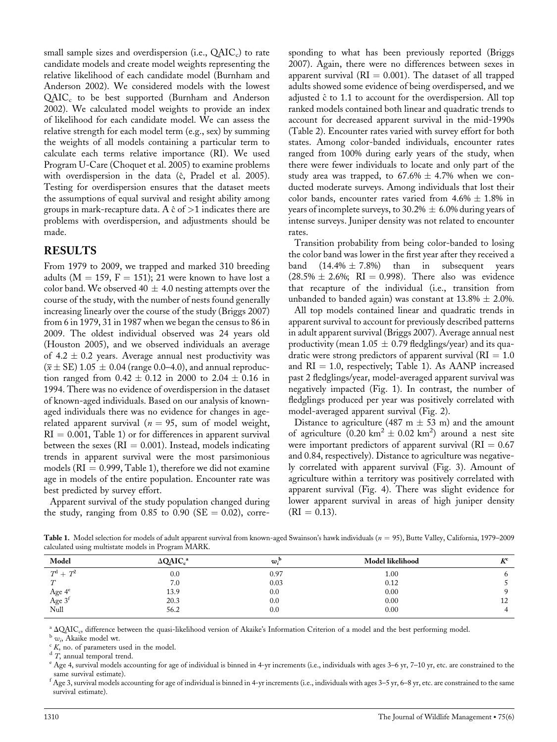small sample sizes and overdispersion (i.e., $QAIC_c$) to rate candidate models and create model weights representing the relative likelihood of each candidate model (Burnham and Anderson 2002). We considered models with the lowest $QAIC_c$ to be best supported (Burnham and Anderson 2002). We calculated model weights to provide an index of likelihood for each candidate model. We can assess the relative strength for each model term (e.g., sex) by summing the weights of all models containing a particular term to calculate each terms relative importance (RI). We used Program U-Care (Choquet et al. 2005) to examine problems with overdispersion in the data ($\hat{c}$, Pradel et al. 2005). Testing for overdispersion ensures that the dataset meets the assumptions of equal survival and resight ability among groups in mark-recapture data. A $\hat{c}$ of >1 indicates there are problems with overdispersion, and adjustments should be made.

## RESULTS

From 1979 to 2009, we trapped and marked 310 breeding adults (M = 159, F = 151); 21 were known to have lost a color band. We observed 40 ± 4.0 nesting attempts over the course of the study, with the number of nests found generally increasing linearly over the course of the study (Briggs 2007) from 6 in 1979, 31 in 1987 when we began the census to 86 in 2009. The oldest individual observed was 24 years old (Houston 2005), and we observed individuals an average of 4.2 ± 0.2 years. Average annual nest productivity was ($\bar{x}$ ± SE) 1.05 ± 0.04 (range 0.0–4.0), and annual reproduction ranged from 0.42 ± 0.12 in 2000 to 2.04 ± 0.16 in 1994. There was no evidence of overdispersion in the dataset of known-aged individuals. Based on our analysis of known-aged individuals there was no evidence for changes in age-related apparent survival ($n$ = 95, sum of model weight, RI = 0.001, Table 1) or for differences in apparent survival between the sexes (RI = 0.001). Instead, models indicating trends in apparent survival were the most parsimonious models (RI = 0.999, Table 1), therefore we did not examine age in models of the entire population. Encounter rate was best predicted by survey effort.

Apparent survival of the study population changed during the study, ranging from 0.85 to 0.90 (SE = 0.02), corresponding to what has been previously reported (Briggs 2007). Again, there were no differences between sexes in apparent survival (RI = 0.001). The dataset of all trapped adults showed some evidence of being overdispersed, and we adjusted $\hat{c}$ to 1.1 to account for the overdispersion. All top ranked models contained both linear and quadratic trends to account for decreased apparent survival in the mid-1990s (Table 2). Encounter rates varied with survey effort for both states. Among color-banded individuals, encounter rates ranged from 100% during early years of the study, when there were fewer individuals to locate and only part of the study area was trapped, to 67.6% ± 4.7% when we conducted moderate surveys. Among individuals that lost their color bands, encounter rates varied from 4.6% ± 1.8% in years of incomplete surveys, to 30.2% ± 6.0% during years of intense surveys. Juniper density was not related to encounter rates.

Transition probability from being color-banded to losing the color band was lower in the first year after they received a band (14.4% ± 7.8%) than in subsequent years (28.5% ± 2.6%; RI = 0.998). There also was evidence that recapture of the individual (i.e., transition from unbanded to banded again) was constant at 13.8% ± 2.0%.

All top models contained linear and quadratic trends in apparent survival to account for previously described patterns in adult apparent survival (Briggs 2007). Average annual nest productivity (mean 1.05 ± 0.79 fledglings/year) and its quadratic were strong predictors of apparent survival (RI = 1.0 and RI = 1.0, respectively; Table 1). As AANP increased past 2 fledglings/year, model-averaged apparent survival was negatively impacted (Fig. 1). In contrast, the number of fledglings produced per year was positively correlated with model-averaged apparent survival (Fig. 2).

Distance to agriculture (487 m ± 53 m) and the amount of agriculture (0.20 $km^2$ ± 0.02 $km^2$) around a nest site were important predictors of apparent survival (RI = 0.67 and 0.84, respectively). Distance to agriculture was negatively correlated with apparent survival (Fig. 3). Amount of agriculture within a territory was positively correlated with apparent survival (Fig. 4). There was slight evidence for lower apparent survival in areas of high juniper density (RI = 0.13).

**Table 1.** Model selection for models of adult apparent survival from known-aged Swainson's hawk individuals ($n$ = 95), Butte Valley, California, 1979–2009 calculated using multistate models in Program MARK.

| Model | $\Delta QAIC_c$[a] | $w_i$[b] | Model likelihood | $K$[c] |
|---|---|---|---|---|
| $T^d + T^2$ | 0.0 | 0.97 | 1.00 | 6 |
| $T$ | 7.0 | 0.03 | 0.12 | 5 |
| Age 4[e] | 13.9 | 0.0 | 0.00 | 9 |
| Age 3[f] | 20.3 | 0.0 | 0.00 | 12 |
| Null | 56.2 | 0.0 | 0.00 | 4 |

[a] $\Delta QAIC_c$, difference between the quasi-likelihood version of Akaike's Information Criterion of a model and the best performing model.
[b] $w_i$, Akaike model wt.
[c] $K$, no. of parameters used in the model.
[d] $T$, annual temporal trend.
[e] Age 4, survival models accounting for age of individual is binned in 4-yr increments (i.e., individuals with ages 3–6 yr, 7–10 yr, etc. are constrained to the same survival estimate).
[f] Age 3, survival models accounting for age of individual is binned in 4-yr increments (i.e., individuals with ages 3–5 yr, 6–8 yr, etc. are constrained to the same survival estimate).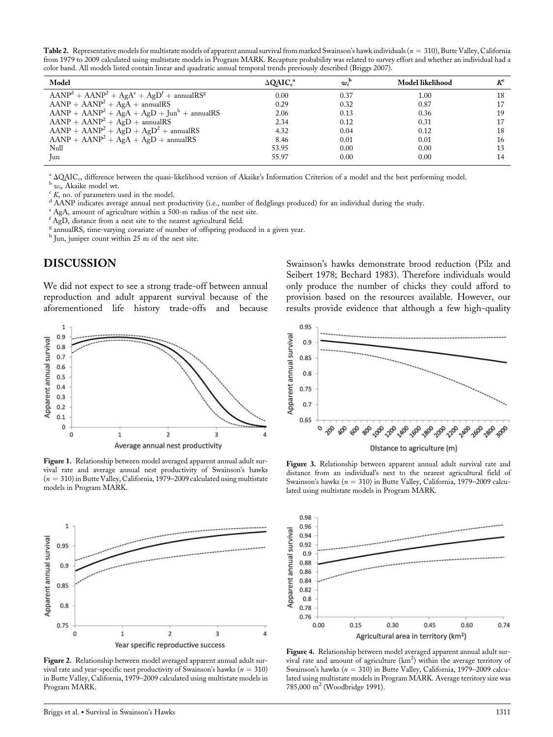**Table 2.** Representative models for multistate models of apparent annual survival from marked Swainson's hawk individuals ($n = 310$), Butte Valley, California from 1979 to 2009 calculated using multistate models in Program MARK. Recapture probability was related to survey effort and whether an individual had a color band. All models listed contain linear and quadratic annual temporal trends previously described (Briggs 2007).

| Model | $\Delta QAIC_c$[a] | $w_i$[b] | Model likelihood | $K$[c] |
|---|---|---|---|---|
| AANP[d] + AANP$^2$ + AgA[e] + AgD[f] + annualRS[g] | 0.00 | 0.37 | 1.00 | 18 |
| AANP + AANP$^2$ + AgA + annualRS | 0.29 | 0.32 | 0.87 | 17 |
| AANP + AANP$^2$ + AgA + AgD + Jun[h] + annualRS | 2.06 | 0.13 | 0.36 | 19 |
| AANP + AANP$^2$ + AgD + annualRS | 2.34 | 0.12 | 0.31 | 17 |
| AANP + AANP$^2$ + AgD + AgD$^2$ + annualRS | 4.32 | 0.04 | 0.12 | 18 |
| AANP + AANP$^2$ + AgA + AgD + annualRS | 8.46 | 0.01 | 0.01 | 16 |
| Null | 53.95 | 0.00 | 0.00 | 13 |
| Jun | 55.97 | 0.00 | 0.00 | 14 |

[a] $\Delta QAIC_c$, difference between the quasi-likelihood version of Akaike's Information Criterion of a model and the best performing model.
[b] $w_i$, Akaike model wt.
[c] $K$, no. of parameters used in the model.
[d] AANP indicates average annual nest productivity (i.e., number of fledglings produced) for an individual during the study.
[e] AgA, amount of agriculture within a 500-m radius of the nest site.
[f] AgD, distance from a nest site to the nearest agricultural field.
[g] annualRS, time-varying covariate of number of offspring produced in a given year.
[h] Jun, juniper count within 25 m of the nest site.

## DISCUSSION

We did not expect to see a strong trade-off between annual reproduction and adult apparent survival because of the aforementioned life history trade-offs and because Swainson's hawks demonstrate brood reduction (Pilz and Seibert 1978; Bechard 1983). Therefore individuals would only produce the number of chicks they could afford to provision based on the resources available. However, our results provide evidence that although a few high-quality

**Figure 1.** Relationship between model averaged apparent annual adult survival rate and average annual nest productivity of Swainson's hawks ($n = 310$) in Butte Valley, California, 1979–2009 calculated using multistate models in Program MARK.

**Figure 2.** Relationship between model averaged apparent annual adult survival rate and year-specific nest productivity of Swainson's hawks ($n = 310$) in Butte Valley, California, 1979–2009 calculated using multistate models in Program MARK.

**Figure 3.** Relationship between apparent annual adult survival rate and distance from an individual's nest to the nearest agricultural field of Swainson's hawks ($n = 310$) in Butte Valley, California, 1979–2009 calculated using multistate models in Program MARK.

**Figure 4.** Relationship between model averaged apparent annual adult survival rate and amount of agriculture (km$^2$) within the average territory of Swainson's hawks ($n = 310$) in Butte Valley, California, 1979–2009 calculated using multistate models in Program MARK. Average territory size was 785,000 m$^2$ (Woodbridge 1991).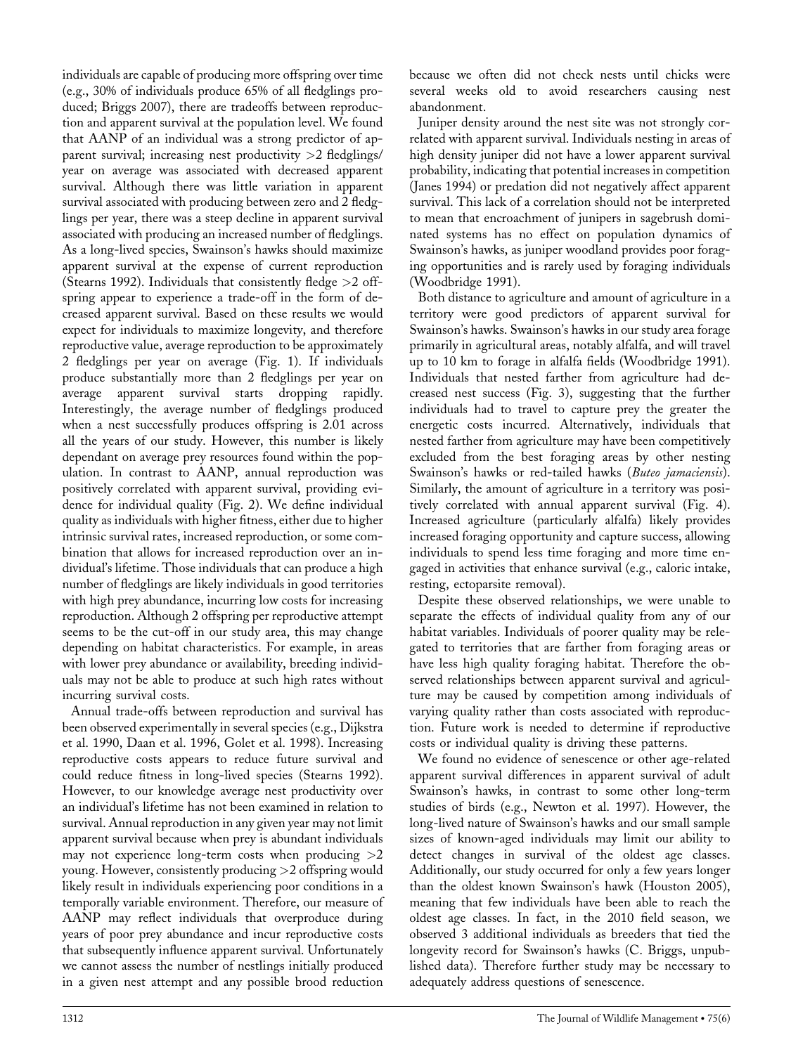individuals are capable of producing more offspring over time (e.g., 30% of individuals produce 65% of all fledglings produced; Briggs 2007), there are tradeoffs between reproduction and apparent survival at the population level. We found that AANP of an individual was a strong predictor of apparent survival; increasing nest productivity >2 fledglings/year on average was associated with decreased apparent survival. Although there was little variation in apparent survival associated with producing between zero and 2 fledglings per year, there was a steep decline in apparent survival associated with producing an increased number of fledglings. As a long-lived species, Swainson's hawks should maximize apparent survival at the expense of current reproduction (Stearns 1992). Individuals that consistently fledge >2 offspring appear to experience a trade-off in the form of decreased apparent survival. Based on these results we would expect for individuals to maximize longevity, and therefore reproductive value, average reproduction to be approximately 2 fledglings per year on average (Fig. 1). If individuals produce substantially more than 2 fledglings per year on average apparent survival starts dropping rapidly. Interestingly, the average number of fledglings produced when a nest successfully produces offspring is 2.01 across all the years of our study. However, this number is likely dependant on average prey resources found within the population. In contrast to AANP, annual reproduction was positively correlated with apparent survival, providing evidence for individual quality (Fig. 2). We define individual quality as individuals with higher fitness, either due to higher intrinsic survival rates, increased reproduction, or some combination that allows for increased reproduction over an individual's lifetime. Those individuals that can produce a high number of fledglings are likely individuals in good territories with high prey abundance, incurring low costs for increasing reproduction. Although 2 offspring per reproductive attempt seems to be the cut-off in our study area, this may change depending on habitat characteristics. For example, in areas with lower prey abundance or availability, breeding individuals may not be able to produce at such high rates without incurring survival costs.

Annual trade-offs between reproduction and survival has been observed experimentally in several species (e.g., Dijkstra et al. 1990, Daan et al. 1996, Golet et al. 1998). Increasing reproductive costs appears to reduce future survival and could reduce fitness in long-lived species (Stearns 1992). However, to our knowledge average nest productivity over an individual's lifetime has not been examined in relation to survival. Annual reproduction in any given year may not limit apparent survival because when prey is abundant individuals may not experience long-term costs when producing >2 young. However, consistently producing >2 offspring would likely result in individuals experiencing poor conditions in a temporally variable environment. Therefore, our measure of AANP may reflect individuals that overproduce during years of poor prey abundance and incur reproductive costs that subsequently influence apparent survival. Unfortunately we cannot assess the number of nestlings initially produced in a given nest attempt and any possible brood reduction because we often did not check nests until chicks were several weeks old to avoid researchers causing nest abandonment.

Juniper density around the nest site was not strongly correlated with apparent survival. Individuals nesting in areas of high density juniper did not have a lower apparent survival probability, indicating that potential increases in competition (Janes 1994) or predation did not negatively affect apparent survival. This lack of a correlation should not be interpreted to mean that encroachment of junipers in sagebrush dominated systems has no effect on population dynamics of Swainson's hawks, as juniper woodland provides poor foraging opportunities and is rarely used by foraging individuals (Woodbridge 1991).

Both distance to agriculture and amount of agriculture in a territory were good predictors of apparent survival for Swainson's hawks. Swainson's hawks in our study area forage primarily in agricultural areas, notably alfalfa, and will travel up to 10 km to forage in alfalfa fields (Woodbridge 1991). Individuals that nested farther from agriculture had decreased nest success (Fig. 3), suggesting that the further individuals had to travel to capture prey the greater the energetic costs incurred. Alternatively, individuals that nested farther from agriculture may have been competitively excluded from the best foraging areas by other nesting Swainson's hawks or red-tailed hawks (*Buteo jamaciensis*). Similarly, the amount of agriculture in a territory was positively correlated with annual apparent survival (Fig. 4). Increased agriculture (particularly alfalfa) likely provides increased foraging opportunity and capture success, allowing individuals to spend less time foraging and more time engaged in activities that enhance survival (e.g., caloric intake, resting, ectoparsite removal).

Despite these observed relationships, we were unable to separate the effects of individual quality from any of our habitat variables. Individuals of poorer quality may be relegated to territories that are farther from foraging areas or have less high quality foraging habitat. Therefore the observed relationships between apparent survival and agriculture may be caused by competition among individuals of varying quality rather than costs associated with reproduction. Future work is needed to determine if reproductive costs or individual quality is driving these patterns.

We found no evidence of senescence or other age-related apparent survival differences in apparent survival of adult Swainson's hawks, in contrast to some other long-term studies of birds (e.g., Newton et al. 1997). However, the long-lived nature of Swainson's hawks and our small sample sizes of known-aged individuals may limit our ability to detect changes in survival of the oldest age classes. Additionally, our study occurred for only a few years longer than the oldest known Swainson's hawk (Houston 2005), meaning that few individuals have been able to reach the oldest age classes. In fact, in the 2010 field season, we observed 3 additional individuals as breeders that tied the longevity record for Swainson's hawks (C. Briggs, unpublished data). Therefore further study may be necessary to adequately address questions of senescence.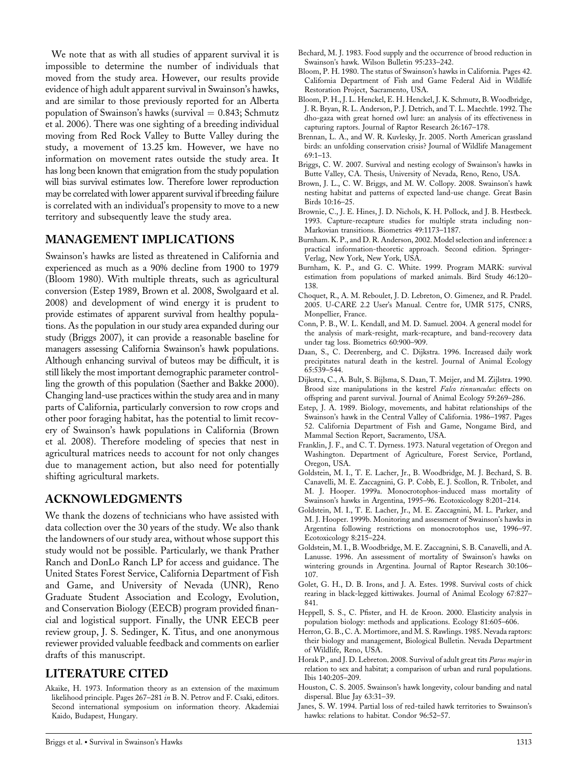We note that as with all studies of apparent survival it is impossible to determine the number of individuals that moved from the study area. However, our results provide evidence of high adult apparent survival in Swainson's hawks, and are similar to those previously reported for an Alberta population of Swainson's hawks (survival = 0.843; Schmutz et al. 2006). There was one sighting of a breeding individual moving from Red Rock Valley to Butte Valley during the study, a movement of 13.25 km. However, we have no information on movement rates outside the study area. It has long been known that emigration from the study population will bias survival estimates low. Therefore lower reproduction may be correlated with lower apparent survival if breeding failure is correlated with an individual's propensity to move to a new territory and subsequently leave the study area.

## MANAGEMENT IMPLICATIONS

Swainson's hawks are listed as threatened in California and experienced as much as a 90% decline from 1900 to 1979 (Bloom 1980). With multiple threats, such as agricultural conversion (Estep 1989, Brown et al. 2008, Swolgaard et al. 2008) and development of wind energy it is prudent to provide estimates of apparent survival from healthy populations. As the population in our study area expanded during our study (Briggs 2007), it can provide a reasonable baseline for managers assessing California Swainson's hawk populations. Although enhancing survival of buteos may be difficult, it is still likely the most important demographic parameter controlling the growth of this population (Saether and Bakke 2000). Changing land-use practices within the study area and in many parts of California, particularly conversion to row crops and other poor foraging habitat, has the potential to limit recovery of Swainson's hawk populations in California (Brown et al. 2008). Therefore modeling of species that nest in agricultural matrices needs to account for not only changes due to management action, but also need for potentially shifting agricultural markets.

## ACKNOWLEDGMENTS

We thank the dozens of technicians who have assisted with data collection over the 30 years of the study. We also thank the landowners of our study area, without whose support this study would not be possible. Particularly, we thank Prather Ranch and DonLo Ranch LP for access and guidance. The United States Forest Service, California Department of Fish and Game, and University of Nevada (UNR), Reno Graduate Student Association and Ecology, Evolution, and Conservation Biology (EECB) program provided financial and logistical support. Finally, the UNR EECB peer review group, J. S. Sedinger, K. Titus, and one anonymous reviewer provided valuable feedback and comments on earlier drafts of this manuscript.

## LITERATURE CITED

Akaike, H. 1973. Information theory as an extension of the maximum likelihood principle. Pages 267–281 *in* B. N. Petrov and F. Csaki, editors. Second international symposium on information theory. Akademiai Kaido, Budapest, Hungary.

Bechard, M. J. 1983. Food supply and the occurrence of brood reduction in Swainson's hawk. Wilson Bulletin 95:233–242.

Bloom, P. H. 1980. The status of Swainson's hawks in California. Pages 42. California Department of Fish and Game Federal Aid in Wildlife Restoration Project, Sacramento, USA.

Bloom, P. H., J. L. Henckel, E. H. Henckel, J. K. Schmutz, B. Woodbridge, J. R. Bryan, R. L. Anderson, P. J. Detrich, and T. L. Maechtle. 1992. The dho-gaza with great horned owl lure: an analysis of its effectiveness in capturing raptors. Journal of Raptor Research 26:167–178.

Brennan, L. A., and W. R. Kuvlesky, Jr. 2005. North American grassland birds: an unfolding conservation crisis? Journal of Wildlife Management 69:1–13.

Briggs, C. W. 2007. Survival and nesting ecology of Swainson's hawks in Butte Valley, CA. Thesis, University of Nevada, Reno, Reno, USA.

Brown, J. L., C. W. Briggs, and M. W. Collopy. 2008. Swainson's hawk nesting habitat and patterns of expected land-use change. Great Basin Birds 10:16–25.

Brownie, C., J. E. Hines, J. D. Nichols, K. H. Pollock, and J. B. Hestbeck. 1993. Capture-recapture studies for multiple strata including non-Markovian transitions. Biometrics 49:1173–1187.

Burnham. K. P., and D. R. Anderson, 2002. Model selection and inference: a practical information-theoretic approach. Second edition. Springer-Verlag, New York, New York, USA.

Burnham, K. P., and G. C. White. 1999. Program MARK: survival estimation from populations of marked animals. Bird Study 46:120–138.

Choquet, R., A. M. Reboulet, J. D. Lebreton, O. Gimenez, and R. Pradel. 2005. U-CARE 2.2 User's Manual. Centre for, UMR 5175, CNRS, Monpellier, France.

Conn, P. B., W. L. Kendall, and M. D. Samuel. 2004. A general model for the analysis of mark-resight, mark-recapture, and band-recovery data under tag loss. Biometrics 60:900–909.

Daan, S., C. Deerenberg, and C. Dijkstra. 1996. Increased daily work precipitates natural death in the kestrel. Journal of Animal Ecology 65:539–544.

Dijkstra, C., A. Bult, S. Bijlsma, S. Daan, T. Meijer, and M. Zijlstra. 1990. Brood size manipulations in the kestrel *Falco tinnunculus*: effects on offspring and parent survival. Journal of Animal Ecology 59:269–286.

Estep, J. A. 1989. Biology, movements, and habitat relationships of the Swainson's hawk in the Central Valley of California. 1986–1987. Pages 52. California Department of Fish and Game, Nongame Bird, and Mammal Section Report, Sacramento, USA.

Franklin, J. F., and C. T. Dyrness. 1973. Natural vegetation of Oregon and Washington. Department of Agriculture, Forest Service, Portland, Oregon, USA.

Goldstein, M. I., T. E. Lacher, Jr., B. Woodbridge, M. J. Bechard, S. B. Canavelli, M. E. Zaccagnini, G. P. Cobb, E. J. Scollon, R. Tribolet, and M. J. Hooper. 1999a. Monocrotophos-induced mass mortality of Swainson's hawks in Argentina, 1995–96. Ecotoxicology 8:201–214.

Goldstein, M. I., T. E. Lacher, Jr., M. E. Zaccagnini, M. L. Parker, and M. J. Hooper. 1999b. Monitoring and assessment of Swainson's hawks in Argentina following restrictions on monocrotophos use, 1996–97. Ecotoxicology 8:215–224.

Goldstein, M. I., B. Woodbridge, M. E. Zaccagnini, S. B. Canavelli, and A. Lanusse. 1996. An assessment of mortality of Swainson's hawks on wintering grounds in Argentina. Journal of Raptor Research 30:106–107.

Golet, G. H., D. B. Irons, and J. A. Estes. 1998. Survival costs of chick rearing in black-legged kittiwakes. Journal of Animal Ecology 67:827–841.

Heppell, S. S., C. Pfister, and H. de Kroon. 2000. Elasticity analysis in population biology: methods and applications. Ecology 81:605–606.

Herron, G. B., C. A. Mortimore, and M. S. Rawlings. 1985. Nevada raptors: their biology and management, Biological Bulletin. Nevada Department of Wildlife, Reno, USA.

Horak P., and J. D. Lebreton. 2008. Survival of adult great tits *Parus major* in relation to sex and habitat; a comparison of urban and rural populations. Ibis 140:205–209.

Houston, C. S. 2005. Swainson's hawk longevity, colour banding and natal dispersal. Blue Jay 63:31–39.

Janes, S. W. 1994. Partial loss of red-tailed hawk territories to Swainson's hawks: relations to habitat. Condor 96:52–57.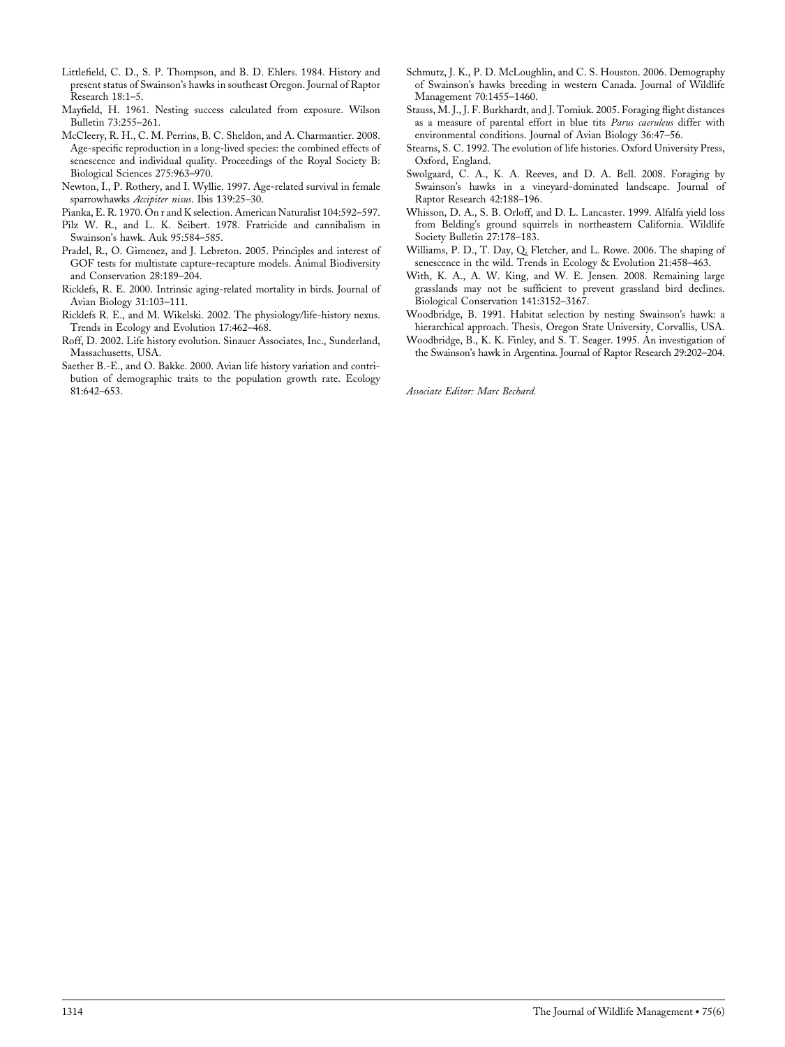Littlefield, C. D., S. P. Thompson, and B. D. Ehlers. 1984. History and present status of Swainson's hawks in southeast Oregon. Journal of Raptor Research 18:1–5.

Mayfield, H. 1961. Nesting success calculated from exposure. Wilson Bulletin 73:255–261.

McCleery, R. H., C. M. Perrins, B. C. Sheldon, and A. Charmantier. 2008. Age-specific reproduction in a long-lived species: the combined effects of senescence and individual quality. Proceedings of the Royal Society B: Biological Sciences 275:963–970.

Newton, I., P. Rothery, and I. Wyllie. 1997. Age-related survival in female sparrowhawks *Accipiter nisus*. Ibis 139:25–30.

Pianka, E. R. 1970. On r and K selection. American Naturalist 104:592–597.

Pilz W. R., and L. K. Seibert. 1978. Fratricide and cannibalism in Swainson's hawk. Auk 95:584–585.

Pradel, R., O. Gimenez, and J. Lebreton. 2005. Principles and interest of GOF tests for multistate capture-recapture models. Animal Biodiversity and Conservation 28:189–204.

Ricklefs, R. E. 2000. Intrinsic aging-related mortality in birds. Journal of Avian Biology 31:103–111.

Ricklefs R. E., and M. Wikelski. 2002. The physiology/life-history nexus. Trends in Ecology and Evolution 17:462–468.

Roff, D. 2002. Life history evolution. Sinauer Associates, Inc., Sunderland, Massachusetts, USA.

Saether B.-E., and O. Bakke. 2000. Avian life history variation and contribution of demographic traits to the population growth rate. Ecology 81:642–653.

Schmutz, J. K., P. D. McLoughlin, and C. S. Houston. 2006. Demography of Swainson's hawks breeding in western Canada. Journal of Wildlife Management 70:1455–1460.

Stauss, M. J., J. F. Burkhardt, and J. Tomiuk. 2005. Foraging flight distances as a measure of parental effort in blue tits *Parus caeruleus* differ with environmental conditions. Journal of Avian Biology 36:47–56.

Stearns, S. C. 1992. The evolution of life histories. Oxford University Press, Oxford, England.

Swolgaard, C. A., K. A. Reeves, and D. A. Bell. 2008. Foraging by Swainson's hawks in a vineyard-dominated landscape. Journal of Raptor Research 42:188–196.

Whisson, D. A., S. B. Orloff, and D. L. Lancaster. 1999. Alfalfa yield loss from Belding's ground squirrels in northeastern California. Wildlife Society Bulletin 27:178–183.

Williams, P. D., T. Day, Q. Fletcher, and L. Rowe. 2006. The shaping of senescence in the wild. Trends in Ecology & Evolution 21:458–463.

With, K. A., A. W. King, and W. E. Jensen. 2008. Remaining large grasslands may not be sufficient to prevent grassland bird declines. Biological Conservation 141:3152–3167.

Woodbridge, B. 1991. Habitat selection by nesting Swainson's hawk: a hierarchical approach. Thesis, Oregon State University, Corvallis, USA.

Woodbridge, B., K. K. Finley, and S. T. Seager. 1995. An investigation of the Swainson's hawk in Argentina. Journal of Raptor Research 29:202–204.

*Associate Editor: Marc Bechard.*